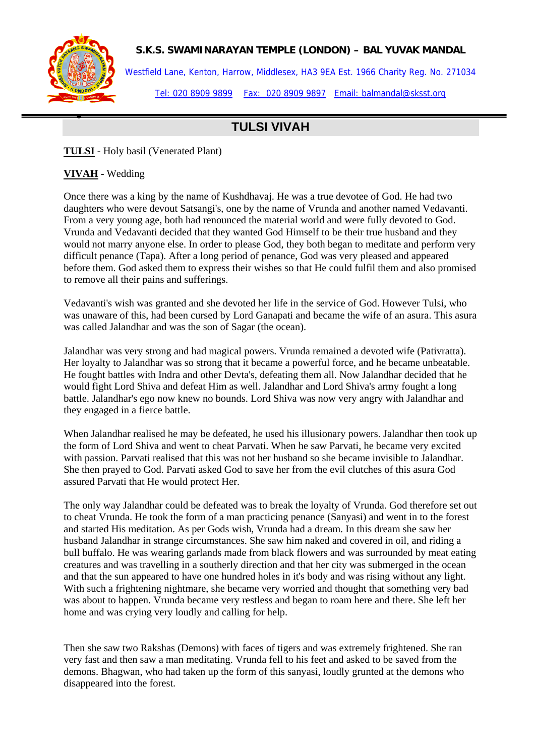**S.K.S. SWAMINARAYAN TEMPLE (LONDON) – BAL YUVAK MANDAL**

Westfield Lane, Kenton, Harrow, Middlesex, HA3 9EA Est. 1966 Charity Reg. No. 271034

Tel: 020 8909 9899 Fax: 020 8909 9897 Email: balmandal@sksst.org

# TULSI VIVAH

**TULSI** - Holy basil (Venerated Plant)

**VIVAH** - Wedding

Once there was a king by the name of Kushdhavaj. He was a true devotee of God. He had two daughters who were devout Satsangi's, one by the name of Vrunda and another named Vedavanti. From a very young age, both had renounced the material world and were fully devoted to God. Vrunda and Vedavanti decided that they wanted God Himself to be their true husband and they would not marry anyone else. In order to please God, they both began to meditate and perform very difficult penance (Tapa). After a long period of penance, God was very pleased and appeared before them. God asked them to express their wishes so that He could fulfil them and also promised to remove all their pains and sufferings.

Vedavanti's wish was granted and she devoted her life in the service of God. However Tulsi, who was unaware of this, had been cursed by Lord Ganapati and became the wife of an asura. This asura was called Jalandhar and was the son of Sagar (the ocean).

Jalandhar was very strong and had magical powers. Vrunda remained a devoted wife (Pativratta). Her loyalty to Jalandhar was so strong that it became a powerful force, and he became unbeatable. He fought battles with Indra and other Devta's, defeating them all. Now Jalandhar decided that he would fight Lord Shiva and defeat Him as well. Jalandhar and Lord Shiva's army fought a long battle. Jalandhar's ego now knew no bounds. Lord Shiva was now very angry with Jalandhar and they engaged in a fierce battle.

When Jalandhar realised he may be defeated, he used his illusionary powers. Jalandhar then took up the form of Lord Shiva and went to cheat Parvati. When he saw Parvati, he became very excited with passion. Parvati realised that this was not her husband so she became invisible to Jalandhar. She then prayed to God. Parvati asked God to save her from the evil clutches of this asura God assured Parvati that He would protect Her.

The only way Jalandhar could be defeated was to break the loyalty of Vrunda. God therefore set out to cheat Vrunda. He took the form of a man practicing penance (Sanyasi) and went in to the forest and started His meditation. As per Gods wish, Vrunda had a dream. In this dream she saw her husband Jalandhar in strange circumstances. She saw him naked and covered in oil, and riding a bull buffalo. He was wearing garlands made from black flowers and was surrounded by meat eating creatures and was travelling in a southerly direction and that her city was submerged in the ocean and that the sun appeared to have one hundred holes in it's body and was rising without any light. With such a frightening nightmare, she became very worried and thought that something very bad was about to happen. Vrunda became very restless and began to roam here and there. She left her home and was crying very loudly and calling for help.

Then she saw two Rakshas (Demons) with faces of tigers and was extremely frightened. She ran very fast and then saw a man meditating. Vrunda fell to his feet and asked to be saved from the demons. Bhagwan, who had taken up the form of this sanyasi, loudly grunted at the demons who disappeared into the forest.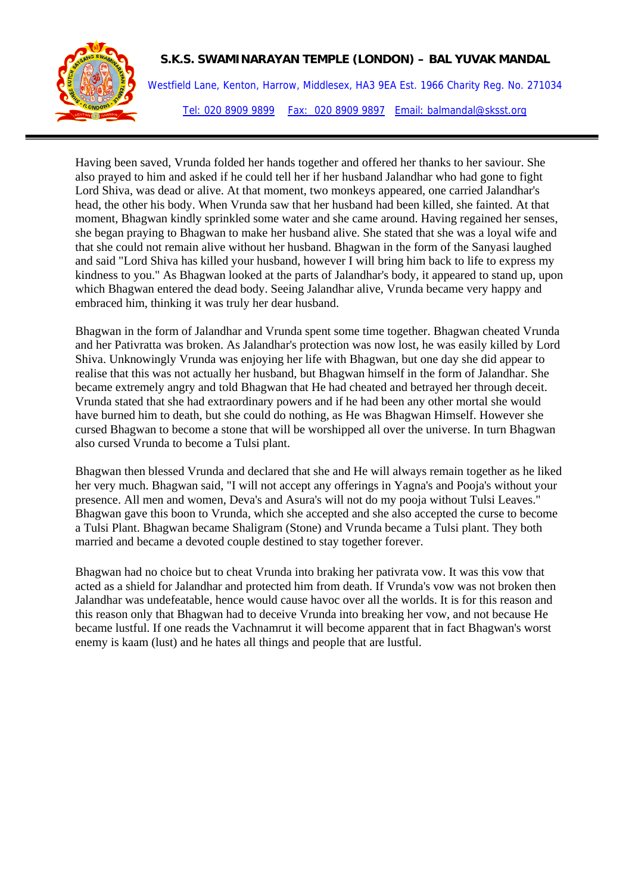Having been saved, Vrunda folded her hands together and offered her thanks to her saviour. She also prayed to him and asked if he could tell her if her husband Jalandhar who had gone to fight Lord Shiva, was dead or alive. At that moment, two monkeys appeared, one carried Jalandhar's head, the other his body. When Vrunda saw that her husband had been killed, she fainted. At that moment, Bhagwan kindly sprinkled some water and she came around. Having regained her senses, she began praying to Bhagwan to make her husband alive. She stated that she was a loyal wife and that she could not remain alive without her husband. Bhagwan in the form of the Sanyasi laughed and said "Lord Shiva has killed your husband, however I will bring him back to life to express my kindness to you." As Bhagwan looked at the parts of Jalandhar's body, it appeared to stand up, upon which Bhagwan entered the dead body. Seeing Jalandhar alive, Vrunda became very happy and embraced him, thinking it was truly her dear husband.

Bhagwan in the form of Jalandhar and Vrunda spent some time together. Bhagwan cheated Vrunda and her Pativratta was broken. As Jalandhar's protection was now lost, he was easily killed by Lord Shiva. Unknowingly Vrunda was enjoying her life with Bhagwan, but one day she did appear to realise that this was not actually her husband, but Bhagwan himself in the form of Jalandhar. She became extremely angry and told Bhagwan that He had cheated and betrayed her through deceit. Vrunda stated that she had extraordinary powers and if he had been any other mortal she would have burned him to death, but she could do nothing, as He was Bhagwan Himself. However she cursed Bhagwan to become a stone that will be worshipped all over the universe. In turn Bhagwan also cursed Vrunda to become a Tulsi plant.

Bhagwan then blessed Vrunda and declared that she and He will always remain together as he liked her very much. Bhagwan said, "I will not accept any offerings in Yagna's and Pooja's without your presence. All men and women, Deva's and Asura's will not do my pooja without Tulsi Leaves." Bhagwan gave this boon to Vrunda, which she accepted and she also accepted the curse to become a Tulsi Plant. Bhagwan became Shaligram (Stone) and Vrunda became a Tulsi plant. They both married and became a devoted couple destined to stay together forever.

Bhagwan had no choice but to cheat Vrunda into braking her pativrata vow. It was this vow that acted as a shield for Jalandhar and protected him from death. If Vrunda's vow was not broken then Jalandhar was undefeatable, hence would cause havoc over all the worlds. It is for this reason and this reason only that Bhagwan had to deceive Vrunda into breaking her vow, and not because He became lustful. If one reads the Vachnamrut it will become apparent that in fact Bhagwan's worst enemy is kaam (lust) and he hates all things and people that are lustful.